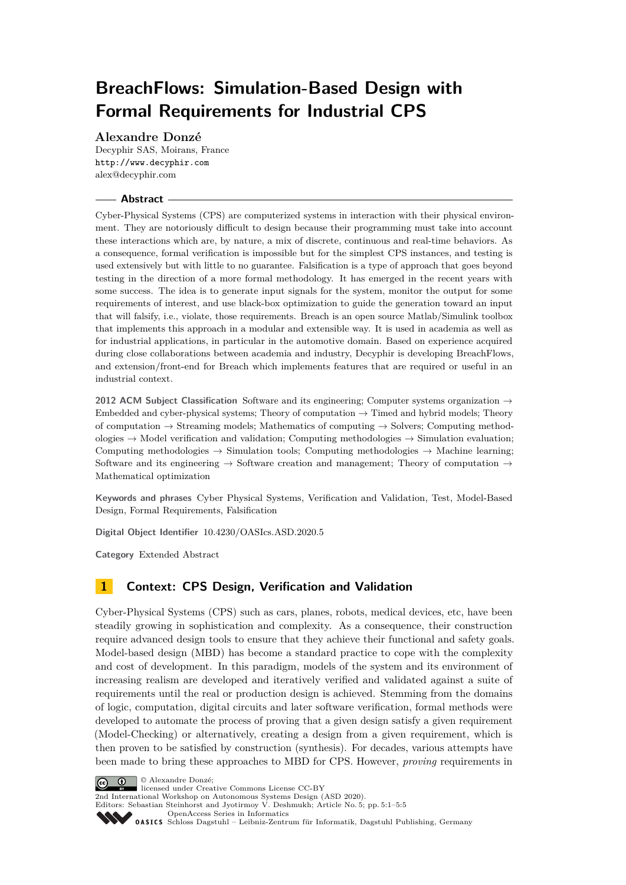# BreachFlows: Simulation-Based Design with Formal Requirements for Industrial CPS

**Alexandre Donzé**
Decyphir SAS, Moirans, France
http://www.decyphir.com
alex@decyphir.com

## Abstract

Cyber-Physical Systems (CPS) are computerized systems in interaction with their physical environment. They are notoriously difficult to design because their programming must take into account these interactions which are, by nature, a mix of discrete, continuous and real-time behaviors. As a consequence, formal verification is impossible but for the simplest CPS instances, and testing is used extensively but with little to no guarantee. Falsification is a type of approach that goes beyond testing in the direction of a more formal methodology. It has emerged in the recent years with some success. The idea is to generate input signals for the system, monitor the output for some requirements of interest, and use black-box optimization to guide the generation toward an input that will falsify, i.e., violate, those requirements. Breach is an open source Matlab/Simulink toolbox that implements this approach in a modular and extensible way. It is used in academia as well as for industrial applications, in particular in the automotive domain. Based on experience acquired during close collaborations between academia and industry, Decyphir is developing BreachFlows, and extension/front-end for Breach which implements features that are required or useful in an industrial context.

**2012 ACM Subject Classification** Software and its engineering; Computer systems organization → Embedded and cyber-physical systems; Theory of computation → Timed and hybrid models; Theory of computation → Streaming models; Mathematics of computing → Solvers; Computing methodologies → Model verification and validation; Computing methodologies → Simulation evaluation; Computing methodologies → Simulation tools; Computing methodologies → Machine learning; Software and its engineering → Software creation and management; Theory of computation → Mathematical optimization

**Keywords and phrases** Cyber Physical Systems, Verification and Validation, Test, Model-Based Design, Formal Requirements, Falsification

**Digital Object Identifier** 10.4230/OASIcs.ASD.2020.5

**Category** Extended Abstract

## 1 Context: CPS Design, Verification and Validation

Cyber-Physical Systems (CPS) such as cars, planes, robots, medical devices, etc, have been steadily growing in sophistication and complexity. As a consequence, their construction require advanced design tools to ensure that they achieve their functional and safety goals. Model-based design (MBD) has become a standard practice to cope with the complexity and cost of development. In this paradigm, models of the system and its environment of increasing realism are developed and iteratively verified and validated against a suite of requirements until the real or production design is achieved. Stemming from the domains of logic, computation, digital circuits and later software verification, formal methods were developed to automate the process of proving that a given design satisfy a given requirement (Model-Checking) or alternatively, creating a design from a given requirement, which is then proven to be satisfied by construction (synthesis). For decades, various attempts have been made to bring these approaches to MBD for CPS. However, *proving* requirements in

© Alexandre Donzé;
licensed under Creative Commons License CC-BY
2nd International Workshop on Autonomous Systems Design (ASD 2020).
Editors: Sebastian Steinhorst and Jyotirmoy V. Deshmukh; Article No. 5; pp. 5:1–5:5
OpenAccess Series in Informatics
Schloss Dagstuhl – Leibniz-Zentrum für Informatik, Dagstuhl Publishing, Germany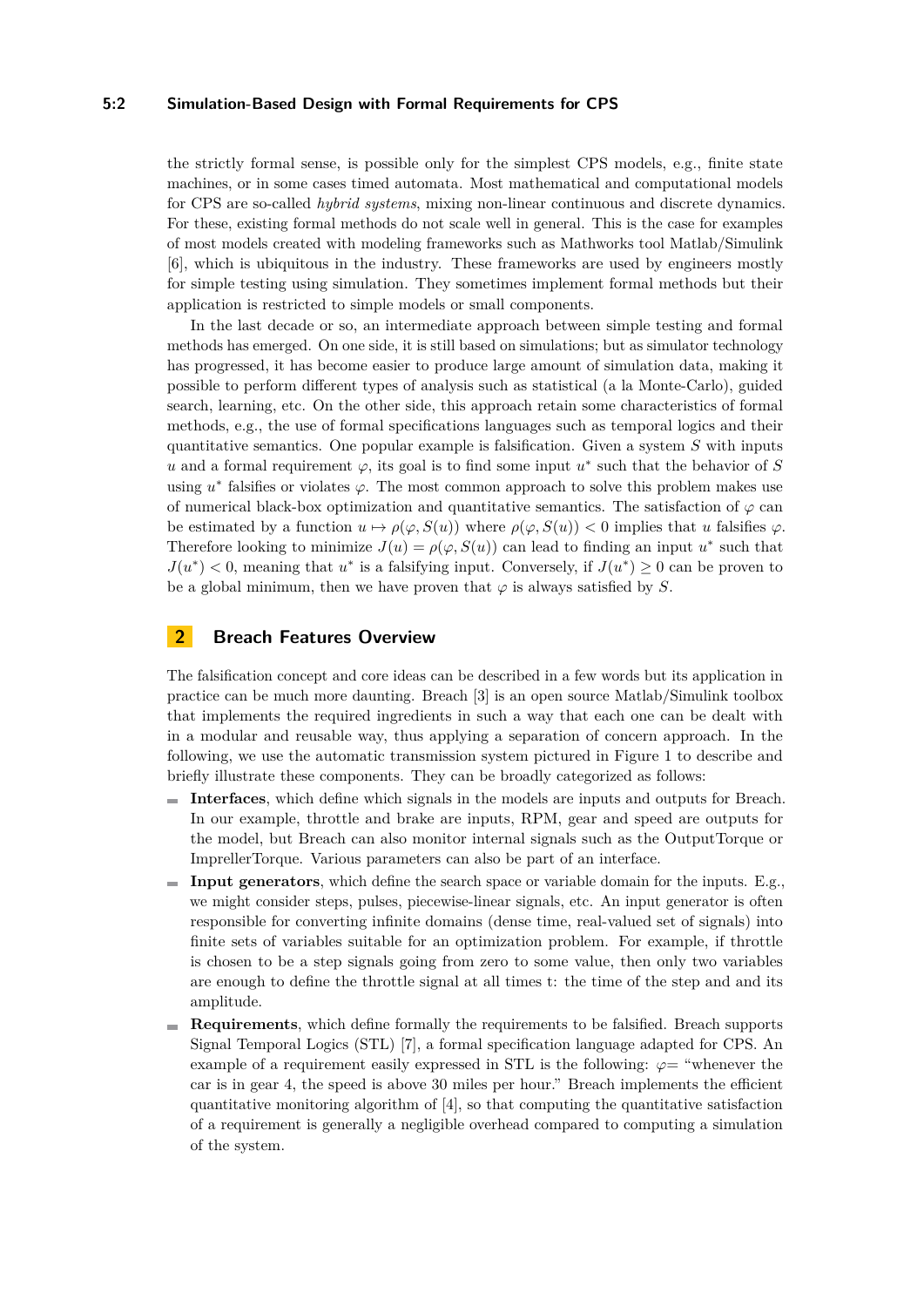the strictly formal sense, is possible only for the simplest CPS models, e.g., finite state machines, or in some cases timed automata. Most mathematical and computational models for CPS are so-called *hybrid systems*, mixing non-linear continuous and discrete dynamics. For these, existing formal methods do not scale well in general. This is the case for examples of most models created with modeling frameworks such as Mathworks tool Matlab/Simulink [6], which is ubiquitous in the industry. These frameworks are used by engineers mostly for simple testing using simulation. They sometimes implement formal methods but their application is restricted to simple models or small components.

In the last decade or so, an intermediate approach between simple testing and formal methods has emerged. On one side, it is still based on simulations; but as simulator technology has progressed, it has become easier to produce large amount of simulation data, making it possible to perform different types of analysis such as statistical (a la Monte-Carlo), guided search, learning, etc. On the other side, this approach retain some characteristics of formal methods, e.g., the use of formal specifications languages such as temporal logics and their quantitative semantics. One popular example is falsification. Given a system $S$ with inputs $u$ and a formal requirement $\varphi$, its goal is to find some input $u^*$ such that the behavior of $S$ using $u^*$ falsifies or violates $\varphi$. The most common approach to solve this problem makes use of numerical black-box optimization and quantitative semantics. The satisfaction of $\varphi$ can be estimated by a function $u \mapsto \rho(\varphi, S(u))$ where $\rho(\varphi, S(u)) < 0$ implies that $u$ falsifies $\varphi$. Therefore looking to minimize $J(u) = \rho(\varphi, S(u))$ can lead to finding an input $u^*$ such that $J(u^*) < 0$, meaning that $u^*$ is a falsifying input. Conversely, if $J(u^*) \geq 0$ can be proven to be a global minimum, then we have proven that $\varphi$ is always satisfied by $S$.

## 2 Breach Features Overview

The falsification concept and core ideas can be described in a few words but its application in practice can be much more daunting. Breach [3] is an open source Matlab/Simulink toolbox that implements the required ingredients in such a way that each one can be dealt with in a modular and reusable way, thus applying a separation of concern approach. In the following, we use the automatic transmission system pictured in Figure 1 to describe and briefly illustrate these components. They can be broadly categorized as follows:

- **Interfaces**, which define which signals in the models are inputs and outputs for Breach. In our example, throttle and brake are inputs, RPM, gear and speed are outputs for the model, but Breach can also monitor internal signals such as the OutputTorque or ImprellerTorque. Various parameters can also be part of an interface.
- **Input generators**, which define the search space or variable domain for the inputs. E.g., we might consider steps, pulses, piecewise-linear signals, etc. An input generator is often responsible for converting infinite domains (dense time, real-valued set of signals) into finite sets of variables suitable for an optimization problem. For example, if throttle is chosen to be a step signals going from zero to some value, then only two variables are enough to define the throttle signal at all times t: the time of the step and and its amplitude.
- **Requirements**, which define formally the requirements to be falsified. Breach supports Signal Temporal Logics (STL) [7], a formal specification language adapted for CPS. An example of a requirement easily expressed in STL is the following: $\varphi$= "whenever the car is in gear 4, the speed is above 30 miles per hour." Breach implements the efficient quantitative monitoring algorithm of [4], so that computing the quantitative satisfaction of a requirement is generally a negligible overhead compared to computing a simulation of the system.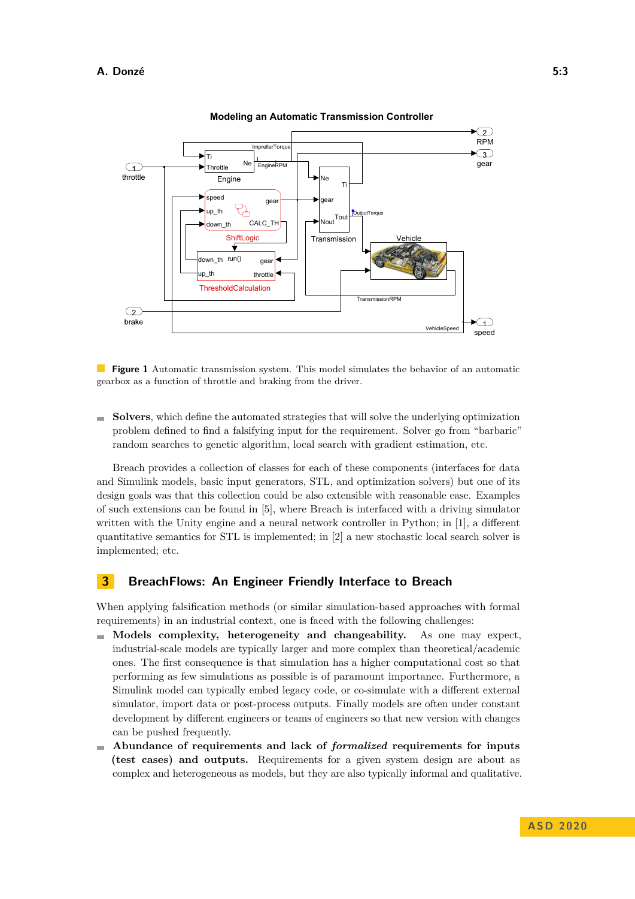**Figure 1** Automatic transmission system. This model simulates the behavior of an automatic gearbox as a function of throttle and braking from the driver.

- **Solvers**, which define the automated strategies that will solve the underlying optimization problem defined to find a falsifying input for the requirement. Solver go from "barbaric" random searches to genetic algorithm, local search with gradient estimation, etc.

Breach provides a collection of classes for each of these components (interfaces for data and Simulink models, basic input generators, STL, and optimization solvers) but one of its design goals was that this collection could be also extensible with reasonable ease. Examples of such extensions can be found in [5], where Breach is interfaced with a driving simulator written with the Unity engine and a neural network controller in Python; in [1], a different quantitative semantics for STL is implemented; in [2] a new stochastic local search solver is implemented; etc.

## 3 BreachFlows: An Engineer Friendly Interface to Breach

When applying falsification methods (or similar simulation-based approaches with formal requirements) in an industrial context, one is faced with the following challenges:

- **Models complexity, heterogeneity and changeability.** As one may expect, industrial-scale models are typically larger and more complex than theoretical/academic ones. The first consequence is that simulation has a higher computational cost so that performing as few simulations as possible is of paramount importance. Furthermore, a Simulink model can typically embed legacy code, or co-simulate with a different external simulator, import data or post-process outputs. Finally models are often under constant development by different engineers or teams of engineers so that new version with changes can be pushed frequently.
- **Abundance of requirements and lack of *formalized* requirements for inputs (test cases) and outputs.** Requirements for a given system design are about as complex and heterogeneous as models, but they are also typically informal and qualitative.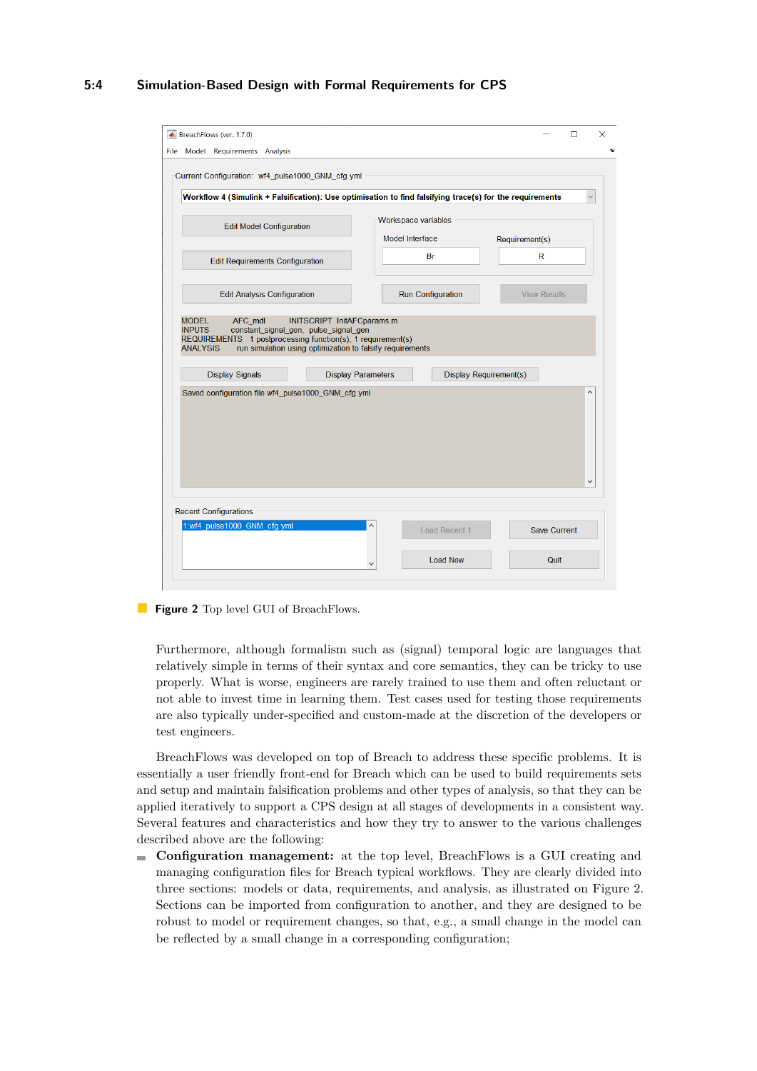**Figure 2** Top level GUI of BreachFlows.

Furthermore, although formalism such as (signal) temporal logic are languages that relatively simple in terms of their syntax and core semantics, they can be tricky to use properly. What is worse, engineers are rarely trained to use them and often reluctant or not able to invest time in learning them. Test cases used for testing those requirements are also typically under-specified and custom-made at the discretion of the developers or test engineers.

BreachFlows was developed on top of Breach to address these specific problems. It is essentially a user friendly front-end for Breach which can be used to build requirements sets and setup and maintain falsification problems and other types of analysis, so that they can be applied iteratively to support a CPS design at all stages of developments in a consistent way. Several features and characteristics and how they try to answer to the various challenges described above are the following:

- **Configuration management:** at the top level, BreachFlows is a GUI creating and managing configuration files for Breach typical workflows. They are clearly divided into three sections: models or data, requirements, and analysis, as illustrated on Figure 2. Sections can be imported from configuration to another, and they are designed to be robust to model or requirement changes, so that, e.g., a small change in the model can be reflected by a small change in a corresponding configuration;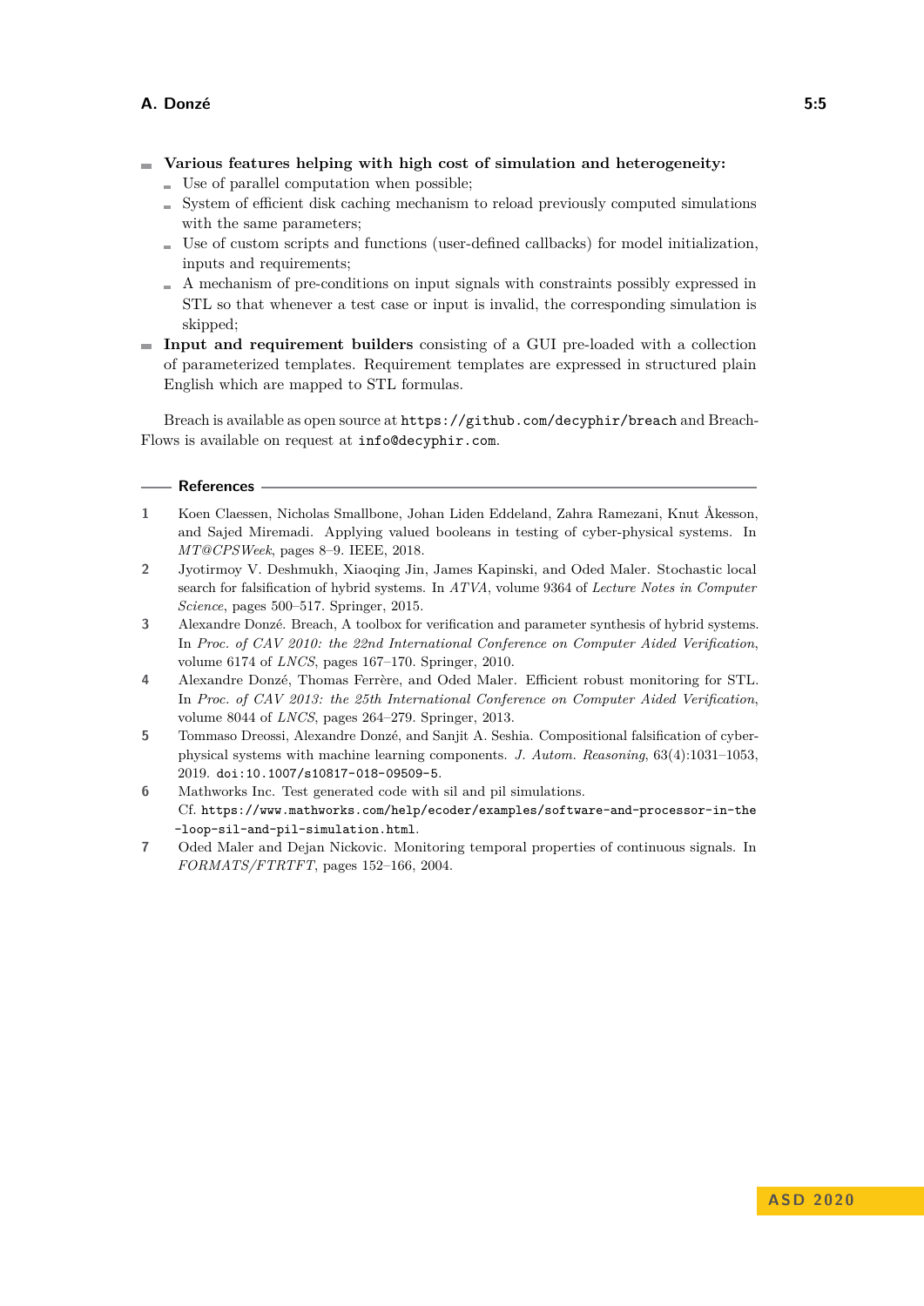- **Various features helping with high cost of simulation and heterogeneity:**
  - Use of parallel computation when possible;
  - System of efficient disk caching mechanism to reload previously computed simulations with the same parameters;
  - Use of custom scripts and functions (user-defined callbacks) for model initialization, inputs and requirements;
  - A mechanism of pre-conditions on input signals with constraints possibly expressed in STL so that whenever a test case or input is invalid, the corresponding simulation is skipped;
- **Input and requirement builders** consisting of a GUI pre-loaded with a collection of parameterized templates. Requirement templates are expressed in structured plain English which are mapped to STL formulas.

Breach is available as open source at `https://github.com/decyphir/breach` and Breach-Flows is available on request at `info@decyphir.com`.

## References

1. Koen Claessen, Nicholas Smallbone, Johan Liden Eddeland, Zahra Ramezani, Knut Åkesson, and Sajed Miremadi. Applying valued booleans in testing of cyber-physical systems. In *MT@CPSWeek*, pages 8–9. IEEE, 2018.
2. Jyotirmoy V. Deshmukh, Xiaoqing Jin, James Kapinski, and Oded Maler. Stochastic local search for falsification of hybrid systems. In *ATVA*, volume 9364 of *Lecture Notes in Computer Science*, pages 500–517. Springer, 2015.
3. Alexandre Donzé. Breach, A toolbox for verification and parameter synthesis of hybrid systems. In *Proc. of CAV 2010: the 22nd International Conference on Computer Aided Verification*, volume 6174 of *LNCS*, pages 167–170. Springer, 2010.
4. Alexandre Donzé, Thomas Ferrère, and Oded Maler. Efficient robust monitoring for STL. In *Proc. of CAV 2013: the 25th International Conference on Computer Aided Verification*, volume 8044 of *LNCS*, pages 264–279. Springer, 2013.
5. Tommaso Dreossi, Alexandre Donzé, and Sanjit A. Seshia. Compositional falsification of cyber-physical systems with machine learning components. *J. Autom. Reasoning*, 63(4):1031–1053, 2019. `doi:10.1007/s10817-018-09509-5`.
6. Mathworks Inc. Test generated code with sil and pil simulations. Cf. `https://www.mathworks.com/help/ecoder/examples/software-and-processor-in-the-loop-sil-and-pil-simulation.html`.
7. Oded Maler and Dejan Nickovic. Monitoring temporal properties of continuous signals. In *FORMATS/FTRTFT*, pages 152–166, 2004.